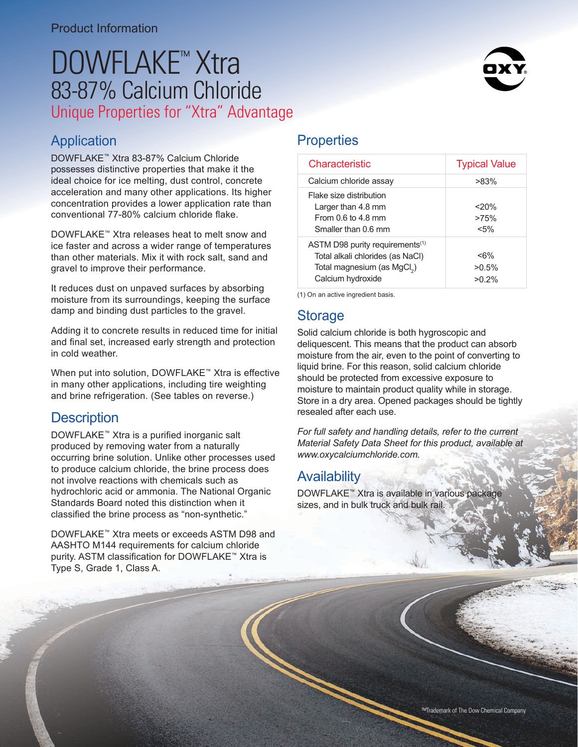Product Information

# DOWFLAKE™ Xtra 83-87% Calcium Chloride

## Unique Properties for "Xtra" Advantage

## Application

DOWFLAKE™ Xtra 83-87% Calcium Chloride possesses distinctive properties that make it the ideal choice for ice melting, dust control, concrete acceleration and many other applications. Its higher concentration provides a lower application rate than conventional 77-80% calcium chloride flake.

DOWFLAKE™ Xtra releases heat to melt snow and ice faster and across a wider range of temperatures than other materials. Mix it with rock salt, sand and gravel to improve their performance.

It reduces dust on unpaved surfaces by absorbing moisture from its surroundings, keeping the surface damp and binding dust particles to the gravel.

Adding it to concrete results in reduced time for initial and final set, increased early strength and protection in cold weather.

When put into solution, DOWFLAKE™ Xtra is effective in many other applications, including tire weighting and brine refrigeration. (See tables on reverse.)

## Description

DOWFLAKE™ Xtra is a purified inorganic salt produced by removing water from a naturally occurring brine solution. Unlike other processes used to produce calcium chloride, the brine process does not involve reactions with chemicals such as hydrochloric acid or ammonia. The National Organic Standards Board noted this distinction when it classified the brine process as "non-synthetic."

DOWFLAKE™ Xtra meets or exceeds ASTM D98 and AASHTO M144 requirements for calcium chloride purity. ASTM classification for DOWFLAKE™ Xtra is Type S, Grade 1, Class A.

## Properties

| Characteristic | Typical Value |
|---|---|
| Calcium chloride assay | >83% |
| Flake size distribution | |
| Larger than 4.8 mm | <20% |
| From 0.6 to 4.8 mm | >75% |
| Smaller than 0.6 mm | <5% |
| ASTM D98 purity requirements[1] | |
| Total alkali chlorides (as NaCl) | <6% |
| Total magnesium (as $MgCl_2$) | >0.5% |
| Calcium hydroxide | >0.2% |

(1) On an active ingredient basis.

## Storage

Solid calcium chloride is both hygroscopic and deliquescent. This means that the product can absorb moisture from the air, even to the point of converting to liquid brine. For this reason, solid calcium chloride should be protected from excessive exposure to moisture to maintain product quality while in storage. Store in a dry area. Opened packages should be tightly resealed after each use.

*For full safety and handling details, refer to the current Material Safety Data Sheet for this product, available at www.oxycalciumchloride.com.*

## Availability

DOWFLAKE™ Xtra is available in various package sizes, and in bulk truck and bulk rail.

™Trademark of The Dow Chemical Company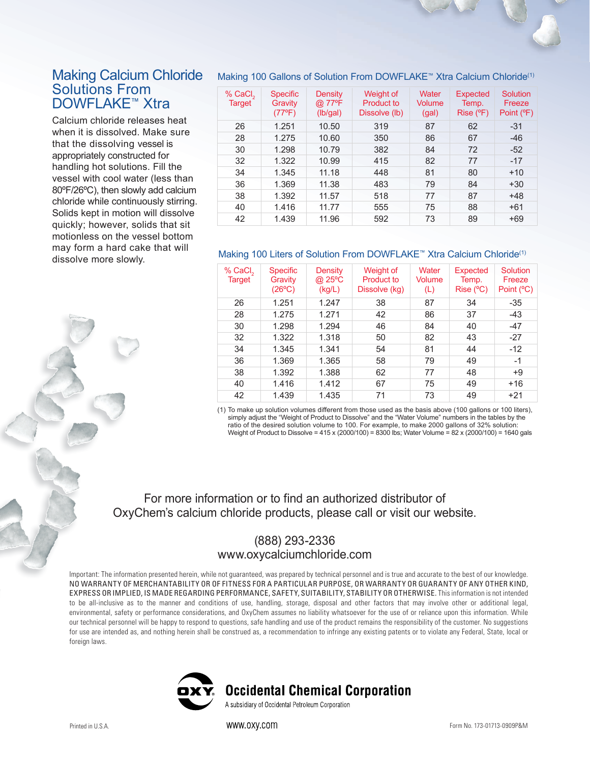## Making Calcium Chloride Solutions From DOWFLAKE™ Xtra

Calcium chloride releases heat when it is dissolved. Make sure that the dissolving vessel is appropriately constructed for handling hot solutions. Fill the vessel with cool water (less than 80ºF/26ºC), then slowly add calcium chloride while continuously stirring. Solids kept in motion will dissolve quickly; however, solids that sit motionless on the vessel bottom may form a hard cake that will dissolve more slowly.

### Making 100 Gallons of Solution From DOWFLAKE™ Xtra Calcium Chloride[1]

| % $CaCl_2$ Target | Specific Gravity (77ºF) | Density @ 77ºF (lb/gal) | Weight of Product to Dissolve (lb) | Water Volume (gal) | Expected Temp. Rise (ºF) | Solution Freeze Point (ºF) |
|---|---|---|---|---|---|---|
| 26 | 1.251 | 10.50 | 319 | 87 | 62 | -31 |
| 28 | 1.275 | 10.60 | 350 | 86 | 67 | -46 |
| 30 | 1.298 | 10.79 | 382 | 84 | 72 | -52 |
| 32 | 1.322 | 10.99 | 415 | 82 | 77 | -17 |
| 34 | 1.345 | 11.18 | 448 | 81 | 80 | +10 |
| 36 | 1.369 | 11.38 | 483 | 79 | 84 | +30 |
| 38 | 1.392 | 11.57 | 518 | 77 | 87 | +48 |
| 40 | 1.416 | 11.77 | 555 | 75 | 88 | +61 |
| 42 | 1.439 | 11.96 | 592 | 73 | 89 | +69 |

### Making 100 Liters of Solution From DOWFLAKE™ Xtra Calcium Chloride[1]

| % $CaCl_2$ Target | Specific Gravity (26ºC) | Density @ 25ºC (kg/L) | Weight of Product to Dissolve (kg) | Water Volume (L) | Expected Temp. Rise (ºC) | Solution Freeze Point (ºC) |
|---|---|---|---|---|---|---|
| 26 | 1.251 | 1.247 | 38 | 87 | 34 | -35 |
| 28 | 1.275 | 1.271 | 42 | 86 | 37 | -43 |
| 30 | 1.298 | 1.294 | 46 | 84 | 40 | -47 |
| 32 | 1.322 | 1.318 | 50 | 82 | 43 | -27 |
| 34 | 1.345 | 1.341 | 54 | 81 | 44 | -12 |
| 36 | 1.369 | 1.365 | 58 | 79 | 49 | -1 |
| 38 | 1.392 | 1.388 | 62 | 77 | 48 | +9 |
| 40 | 1.416 | 1.412 | 67 | 75 | 49 | +16 |
| 42 | 1.439 | 1.435 | 71 | 73 | 49 | +21 |

(1) To make up solution volumes different from those used as the basis above (100 gallons or 100 liters), simply adjust the "Weight of Product to Dissolve" and the "Water Volume" numbers in the tables by the ratio of the desired solution volume to 100. For example, to make 2000 gallons of 32% solution: Weight of Product to Dissolve = 415 x (2000/100) = 8300 lbs; Water Volume = 82 x (2000/100) = 1640 gals

For more information or to find an authorized distributor of OxyChem's calcium chloride products, please call or visit our website.

(888) 293-2336
www.oxycalciumchloride.com

Important: The information presented herein, while not guaranteed, was prepared by technical personnel and is true and accurate to the best of our knowledge. NO WARRANTY OF MERCHANTABILITY OR OF FITNESS FOR A PARTICULAR PURPOSE, OR WARRANTY OR GUARANTY OF ANY OTHER KIND, EXPRESS OR IMPLIED, IS MADE REGARDING PERFORMANCE, SAFETY, SUITABILITY, STABILITY OR OTHERWISE. This information is not intended to be all-inclusive as to the manner and conditions of use, handling, storage, disposal and other factors that may involve other or additional legal, environmental, safety or performance considerations, and OxyChem assumes no liability whatsoever for the use of or reliance upon this information. While our technical personnel will be happy to respond to questions, safe handling and use of the product remains the responsibility of the customer. No suggestions for use are intended as, and nothing herein shall be construed as, a recommendation to infringe any existing patents or to violate any Federal, State, local or foreign laws.

**Occidental Chemical Corporation**
A subsidiary of Occidental Petroleum Corporation

Printed in U.S.A.

www.oxy.com

Form No. 173-01713-0909P&M